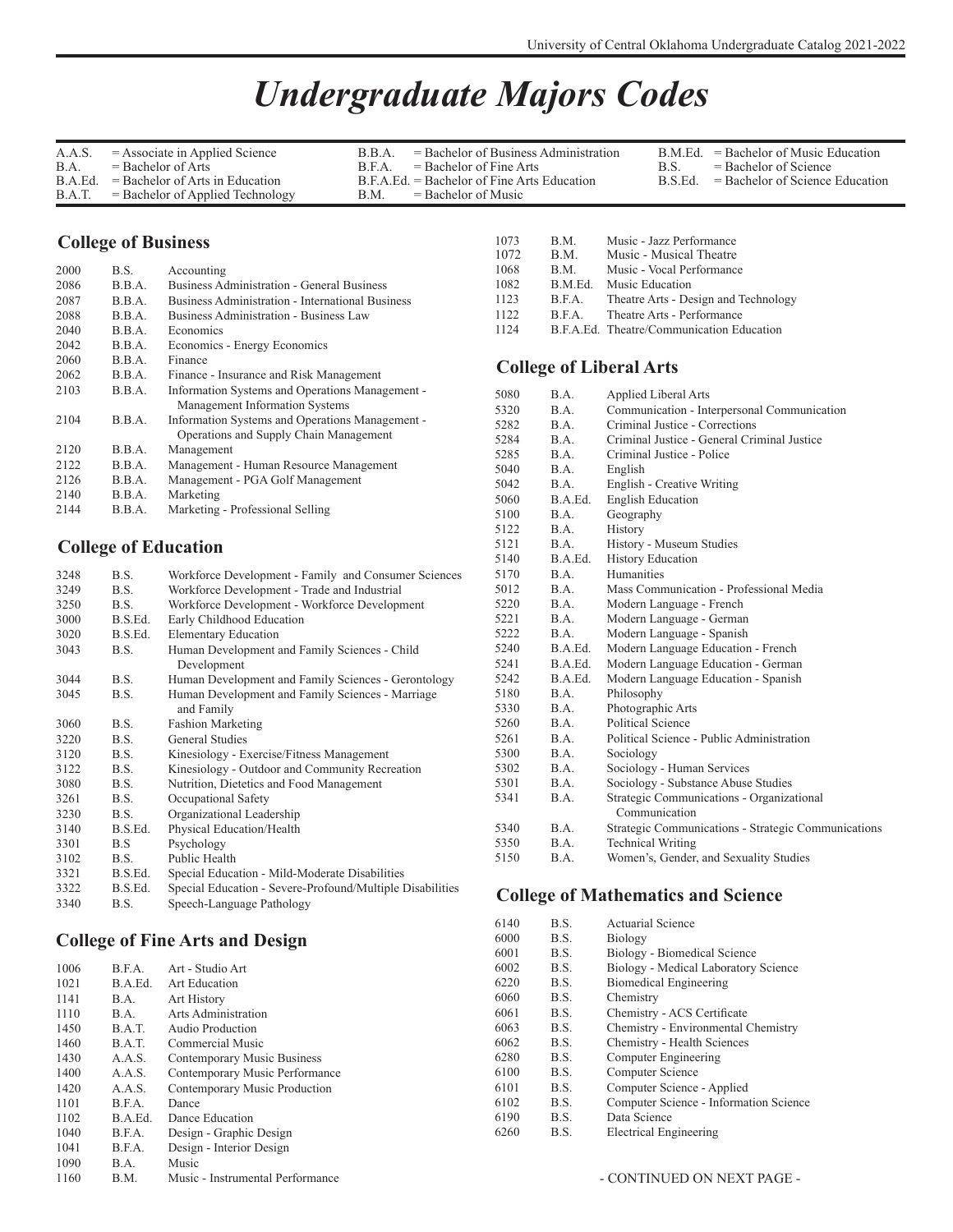# Undergraduate Majors Codes

| | | | | | |
|---|---|---|---|---|---|
| A.A.S. | = Associate in Applied Science | B.B.A. | = Bachelor of Business Administration | B.M.Ed. | = Bachelor of Music Education |
| B.A. | = Bachelor of Arts | B.F.A. | = Bachelor of Fine Arts | B.S. | = Bachelor of Science |
| B.A.Ed. | = Bachelor of Arts in Education | B.F.A.Ed. | = Bachelor of Fine Arts Education | B.S.Ed. | = Bachelor of Science Education |
| B.A.T. | = Bachelor of Applied Technology | B.M. | = Bachelor of Music | | |

## College of Business

| Code | Degree | Major |
|---|---|---|
| 2000 | B.S. | Accounting |
| 2086 | B.B.A. | Business Administration - General Business |
| 2087 | B.B.A. | Business Administration - International Business |
| 2088 | B.B.A. | Business Administration - Business Law |
| 2040 | B.B.A. | Economics |
| 2042 | B.B.A. | Economics - Energy Economics |
| 2060 | B.B.A. | Finance |
| 2062 | B.B.A. | Finance - Insurance and Risk Management |
| 2103 | B.B.A. | Information Systems and Operations Management - Management Information Systems |
| 2104 | B.B.A. | Information Systems and Operations Management - Operations and Supply Chain Management |
| 2120 | B.B.A. | Management |
| 2122 | B.B.A. | Management - Human Resource Management |
| 2126 | B.B.A. | Management - PGA Golf Management |
| 2140 | B.B.A. | Marketing |
| 2144 | B.B.A. | Marketing - Professional Selling |

## College of Education

| Code | Degree | Major |
|---|---|---|
| 3248 | B.S. | Workforce Development - Family and Consumer Sciences |
| 3249 | B.S. | Workforce Development - Trade and Industrial |
| 3250 | B.S. | Workforce Development - Workforce Development |
| 3000 | B.S.Ed. | Early Childhood Education |
| 3020 | B.S.Ed. | Elementary Education |
| 3043 | B.S. | Human Development and Family Sciences - Child Development |
| 3044 | B.S. | Human Development and Family Sciences - Gerontology |
| 3045 | B.S. | Human Development and Family Sciences - Marriage and Family |
| 3060 | B.S. | Fashion Marketing |
| 3220 | B.S. | General Studies |
| 3120 | B.S. | Kinesiology - Exercise/Fitness Management |
| 3122 | B.S. | Kinesiology - Outdoor and Community Recreation |
| 3080 | B.S. | Nutrition, Dietetics and Food Management |
| 3261 | B.S. | Occupational Safety |
| 3230 | B.S. | Organizational Leadership |
| 3140 | B.S.Ed. | Physical Education/Health |
| 3301 | B.S | Psychology |
| 3102 | B.S. | Public Health |
| 3321 | B.S.Ed. | Special Education - Mild-Moderate Disabilities |
| 3322 | B.S.Ed. | Special Education - Severe-Profound/Multiple Disabilities |
| 3340 | B.S. | Speech-Language Pathology |

## College of Fine Arts and Design

| Code | Degree | Major |
|---|---|---|
| 1006 | B.F.A. | Art - Studio Art |
| 1021 | B.A.Ed. | Art Education |
| 1141 | B.A. | Art History |
| 1110 | B.A. | Arts Administration |
| 1450 | B.A.T. | Audio Production |
| 1460 | B.A.T. | Commercial Music |
| 1430 | A.A.S. | Contemporary Music Business |
| 1400 | A.A.S. | Contemporary Music Performance |
| 1420 | A.A.S. | Contemporary Music Production |
| 1101 | B.F.A. | Dance |
| 1102 | B.A.Ed. | Dance Education |
| 1040 | B.F.A. | Design - Graphic Design |
| 1041 | B.F.A. | Design - Interior Design |
| 1090 | B.A. | Music |
| 1160 | B.M. | Music - Instrumental Performance |
| 1073 | B.M. | Music - Jazz Performance |
| 1072 | B.M. | Music - Musical Theatre |
| 1068 | B.M. | Music - Vocal Performance |
| 1082 | B.M.Ed. | Music Education |
| 1123 | B.F.A. | Theatre Arts - Design and Technology |
| 1122 | B.F.A. | Theatre Arts - Performance |
| 1124 | B.F.A.Ed. | Theatre/Communication Education |

## College of Liberal Arts

| Code | Degree | Major |
|---|---|---|
| 5080 | B.A. | Applied Liberal Arts |
| 5320 | B.A. | Communication - Interpersonal Communication |
| 5282 | B.A. | Criminal Justice - Corrections |
| 5284 | B.A. | Criminal Justice - General Criminal Justice |
| 5285 | B.A. | Criminal Justice - Police |
| 5040 | B.A. | English |
| 5042 | B.A. | English - Creative Writing |
| 5060 | B.A.Ed. | English Education |
| 5100 | B.A. | Geography |
| 5122 | B.A. | History |
| 5121 | B.A. | History - Museum Studies |
| 5140 | B.A.Ed. | History Education |
| 5170 | B.A. | Humanities |
| 5012 | B.A. | Mass Communication - Professional Media |
| 5220 | B.A. | Modern Language - French |
| 5221 | B.A. | Modern Language - German |
| 5222 | B.A. | Modern Language - Spanish |
| 5240 | B.A.Ed. | Modern Language Education - French |
| 5241 | B.A.Ed. | Modern Language Education - German |
| 5242 | B.A.Ed. | Modern Language Education - Spanish |
| 5180 | B.A. | Philosophy |
| 5330 | B.A. | Photographic Arts |
| 5260 | B.A. | Political Science |
| 5261 | B.A. | Political Science - Public Administration |
| 5300 | B.A. | Sociology |
| 5302 | B.A. | Sociology - Human Services |
| 5301 | B.A. | Sociology - Substance Abuse Studies |
| 5341 | B.A. | Strategic Communications - Organizational Communication |
| 5340 | B.A. | Strategic Communications - Strategic Communications |
| 5350 | B.A. | Technical Writing |
| 5150 | B.A. | Women's, Gender, and Sexuality Studies |

## College of Mathematics and Science

| Code | Degree | Major |
|---|---|---|
| 6140 | B.S. | Actuarial Science |
| 6000 | B.S. | Biology |
| 6001 | B.S. | Biology - Biomedical Science |
| 6002 | B.S. | Biology - Medical Laboratory Science |
| 6220 | B.S. | Biomedical Engineering |
| 6060 | B.S. | Chemistry |
| 6061 | B.S. | Chemistry - ACS Certificate |
| 6063 | B.S. | Chemistry - Environmental Chemistry |
| 6062 | B.S. | Chemistry - Health Sciences |
| 6280 | B.S. | Computer Engineering |
| 6100 | B.S. | Computer Science |
| 6101 | B.S. | Computer Science - Applied |
| 6102 | B.S. | Computer Science - Information Science |
| 6190 | B.S. | Data Science |
| 6260 | B.S. | Electrical Engineering |

- CONTINUED ON NEXT PAGE -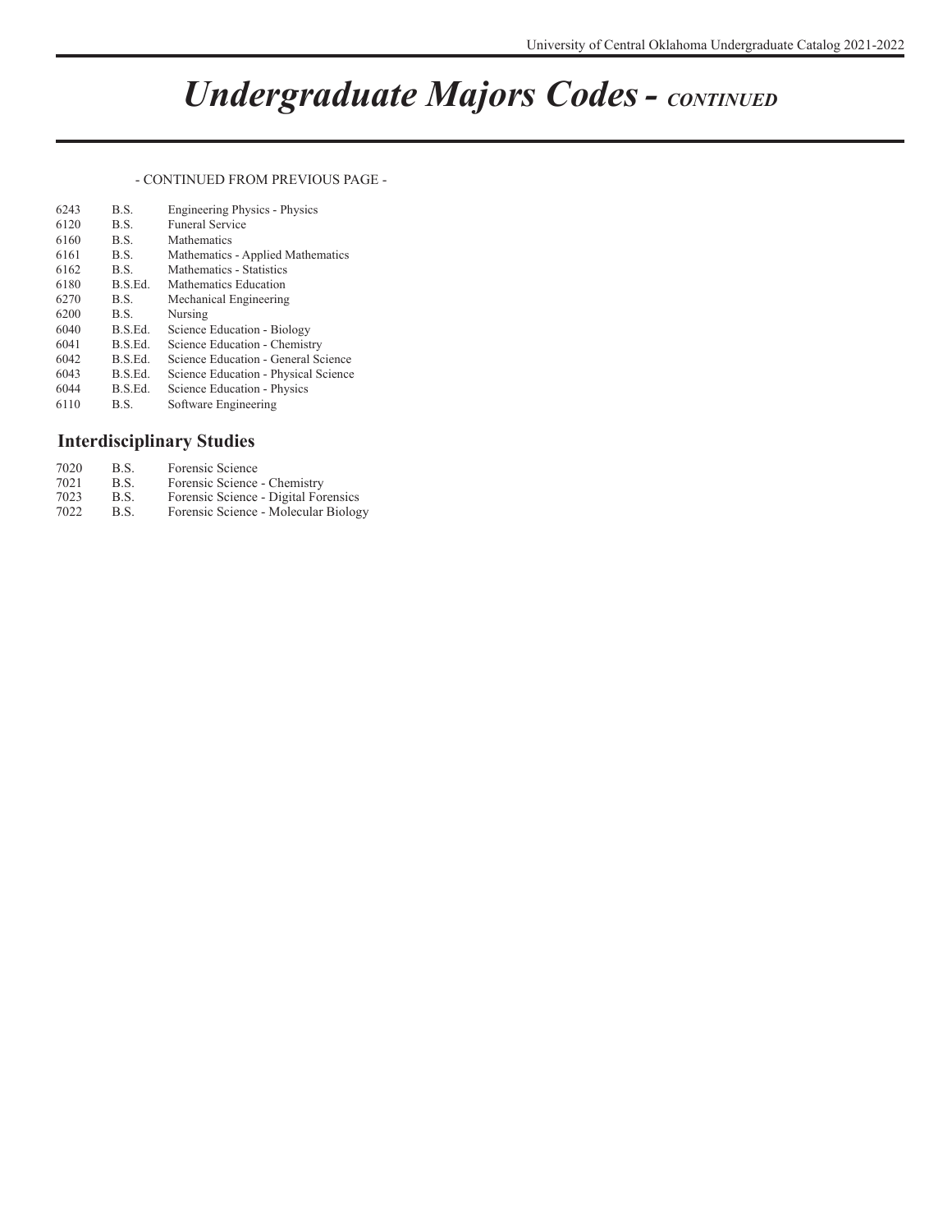# *Undergraduate Majors Codes - CONTINUED*

- CONTINUED FROM PREVIOUS PAGE -

| | | |
|---|---|---|
| 6243 | B.S. | Engineering Physics - Physics |
| 6120 | B.S. | Funeral Service |
| 6160 | B.S. | Mathematics |
| 6161 | B.S. | Mathematics - Applied Mathematics |
| 6162 | B.S. | Mathematics - Statistics |
| 6180 | B.S.Ed. | Mathematics Education |
| 6270 | B.S. | Mechanical Engineering |
| 6200 | B.S. | Nursing |
| 6040 | B.S.Ed. | Science Education - Biology |
| 6041 | B.S.Ed. | Science Education - Chemistry |
| 6042 | B.S.Ed. | Science Education - General Science |
| 6043 | B.S.Ed. | Science Education - Physical Science |
| 6044 | B.S.Ed. | Science Education - Physics |
| 6110 | B.S. | Software Engineering |

## Interdisciplinary Studies

| | | |
|---|---|---|
| 7020 | B.S. | Forensic Science |
| 7021 | B.S. | Forensic Science - Chemistry |
| 7023 | B.S. | Forensic Science - Digital Forensics |
| 7022 | B.S. | Forensic Science - Molecular Biology |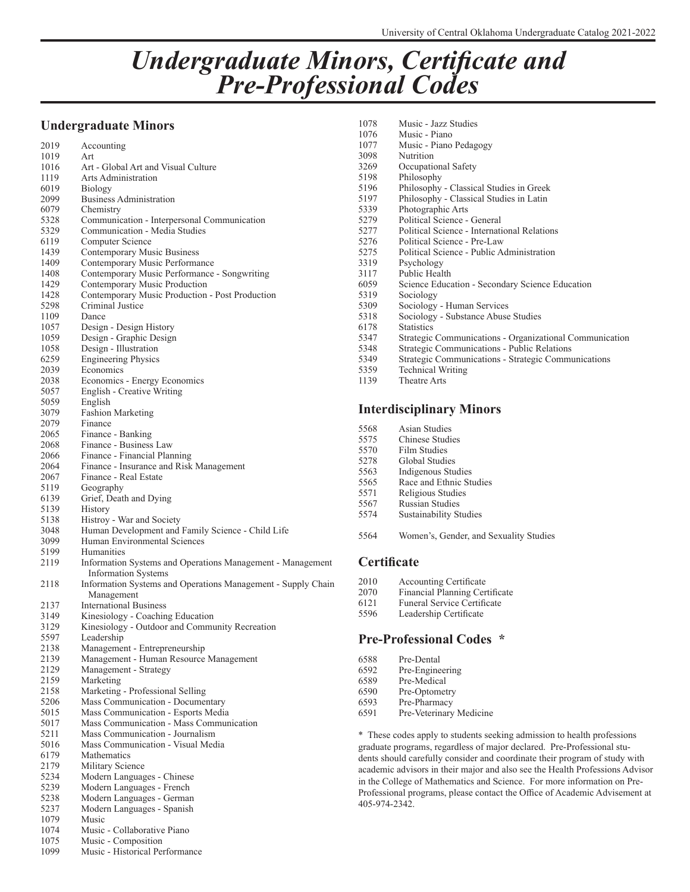# Undergraduate Minors, Certificate and Pre-Professional Codes

## Undergraduate Minors

| | |
|---|---|
| 2019 | Accounting |
| 1019 | Art |
| 1016 | Art - Global Art and Visual Culture |
| 1119 | Arts Administration |
| 6019 | Biology |
| 2099 | Business Administration |
| 6079 | Chemistry |
| 5328 | Communication - Interpersonal Communication |
| 5329 | Communication - Media Studies |
| 6119 | Computer Science |
| 1439 | Contemporary Music Business |
| 1409 | Contemporary Music Performance |
| 1408 | Contemporary Music Performance - Songwriting |
| 1429 | Contemporary Music Production |
| 1428 | Contemporary Music Production - Post Production |
| 5298 | Criminal Justice |
| 1109 | Dance |
| 1057 | Design - Design History |
| 1059 | Design - Graphic Design |
| 1058 | Design - Illustration |
| 6259 | Engineering Physics |
| 2039 | Economics |
| 2038 | Economics - Energy Economics |
| 5057 | English - Creative Writing |
| 5059 | English |
| 3079 | Fashion Marketing |
| 2079 | Finance |
| 2065 | Finance - Banking |
| 2068 | Finance - Business Law |
| 2066 | Finance - Financial Planning |
| 2064 | Finance - Insurance and Risk Management |
| 2067 | Finance - Real Estate |
| 5119 | Geography |
| 6139 | Grief, Death and Dying |
| 5139 | History |
| 5138 | Histroy - War and Society |
| 3048 | Human Development and Family Science - Child Life |
| 3099 | Human Environmental Sciences |
| 5199 | Humanities |
| 2119 | Information Systems and Operations Management - Management Information Systems |
| 2118 | Information Systems and Operations Management - Supply Chain Management |
| 2137 | International Business |
| 3149 | Kinesiology - Coaching Education |
| 3129 | Kinesiology - Outdoor and Community Recreation |
| 5597 | Leadership |
| 2138 | Management - Entrepreneurship |
| 2139 | Management - Human Resource Management |
| 2129 | Management - Strategy |
| 2159 | Marketing |
| 2158 | Marketing - Professional Selling |
| 5206 | Mass Communication - Documentary |
| 5015 | Mass Communication - Esports Media |
| 5017 | Mass Communication - Mass Communication |
| 5211 | Mass Communication - Journalism |
| 5016 | Mass Communication - Visual Media |
| 6179 | Mathematics |
| 2179 | Military Science |
| 5234 | Modern Languages - Chinese |
| 5239 | Modern Languages - French |
| 5238 | Modern Languages - German |
| 5237 | Modern Languages - Spanish |
| 1079 | Music |
| 1074 | Music - Collaborative Piano |
| 1075 | Music - Composition |
| 1099 | Music - Historical Performance |
| 1078 | Music - Jazz Studies |
| 1076 | Music - Piano |
| 1077 | Music - Piano Pedagogy |
| 3098 | Nutrition |
| 3269 | Occupational Safety |
| 5198 | Philosophy |
| 5196 | Philosophy - Classical Studies in Greek |
| 5197 | Philosophy - Classical Studies in Latin |
| 5339 | Photographic Arts |
| 5279 | Political Science - General |
| 5277 | Political Science - International Relations |
| 5276 | Political Science - Pre-Law |
| 5275 | Political Science - Public Administration |
| 3319 | Psychology |
| 3117 | Public Health |
| 6059 | Science Education - Secondary Science Education |
| 5319 | Sociology |
| 5309 | Sociology - Human Services |
| 5318 | Sociology - Substance Abuse Studies |
| 6178 | Statistics |
| 5347 | Strategic Communications - Organizational Communication |
| 5348 | Strategic Communications - Public Relations |
| 5349 | Strategic Communications - Strategic Communications |
| 5359 | Technical Writing |
| 1139 | Theatre Arts |

## Interdisciplinary Minors

| | |
|---|---|
| 5568 | Asian Studies |
| 5575 | Chinese Studies |
| 5570 | Film Studies |
| 5278 | Global Studies |
| 5563 | Indigenous Studies |
| 5565 | Race and Ethnic Studies |
| 5571 | Religious Studies |
| 5567 | Russian Studies |
| 5574 | Sustainability Studies |
| 5564 | Women's, Gender, and Sexuality Studies |

## Certificate

| | |
|---|---|
| 2010 | Accounting Certificate |
| 2070 | Financial Planning Certificate |
| 6121 | Funeral Service Certificate |
| 5596 | Leadership Certificate |

## Pre-Professional Codes *

| | |
|---|---|
| 6588 | Pre-Dental |
| 6592 | Pre-Engineering |
| 6589 | Pre-Medical |
| 6590 | Pre-Optometry |
| 6593 | Pre-Pharmacy |
| 6591 | Pre-Veterinary Medicine |

* These codes apply to students seeking admission to health professions graduate programs, regardless of major declared. Pre-Professional students should carefully consider and coordinate their program of study with academic advisors in their major and also see the Health Professions Advisor in the College of Mathematics and Science. For more information on Pre-Professional programs, please contact the Office of Academic Advisement at 405-974-2342.